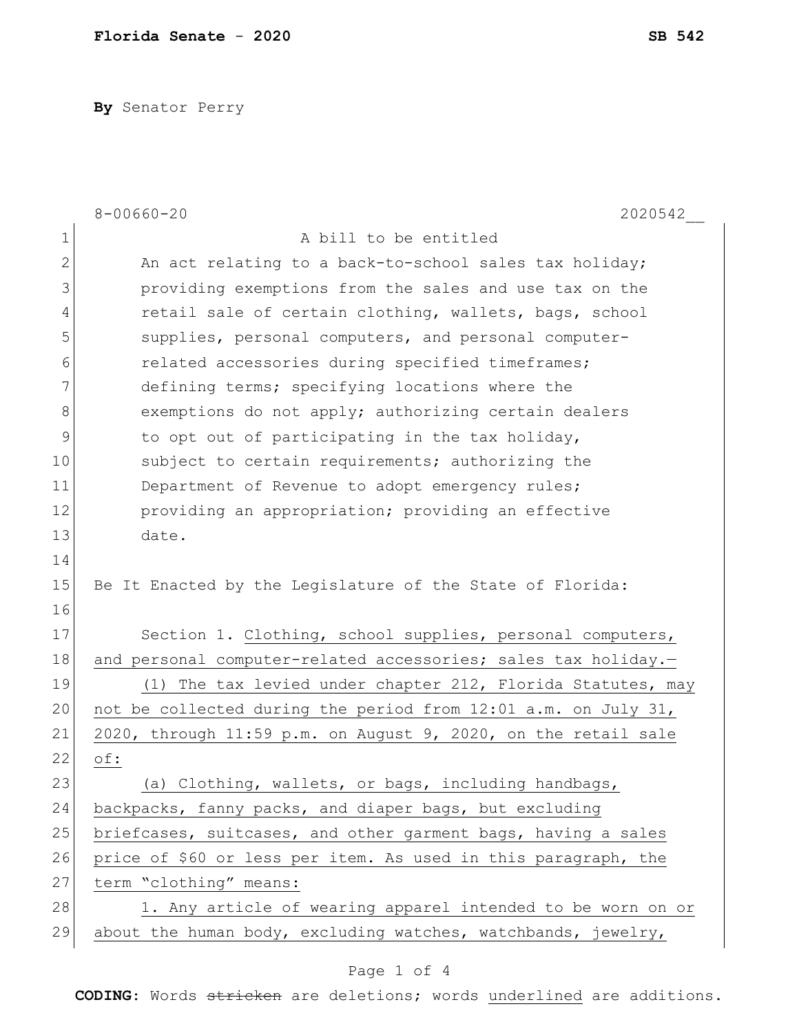**Florida Senate - 2020** **SB 542**

**By** Senator Perry

8-00660-20 2020542__

A bill to be entitled

An act relating to a back-to-school sales tax holiday; providing exemptions from the sales and use tax on the retail sale of certain clothing, wallets, bags, school supplies, personal computers, and personal computer-related accessories during specified timeframes; defining terms; specifying locations where the exemptions do not apply; authorizing certain dealers to opt out of participating in the tax holiday, subject to certain requirements; authorizing the Department of Revenue to adopt emergency rules; providing an appropriation; providing an effective date.

Be It Enacted by the Legislature of the State of Florida:

Section 1. Clothing, school supplies, personal computers, and personal computer-related accessories; sales tax holiday.—

(1) The tax levied under chapter 212, Florida Statutes, may not be collected during the period from 12:01 a.m. on July 31, 2020, through 11:59 p.m. on August 9, 2020, on the retail sale of:

(a) Clothing, wallets, or bags, including handbags, backpacks, fanny packs, and diaper bags, but excluding briefcases, suitcases, and other garment bags, having a sales price of $60 or less per item. As used in this paragraph, the term "clothing" means:

1. Any article of wearing apparel intended to be worn on or about the human body, excluding watches, watchbands, jewelry,

**CODING:** Words ~~stricken~~ are deletions; words underlined are additions.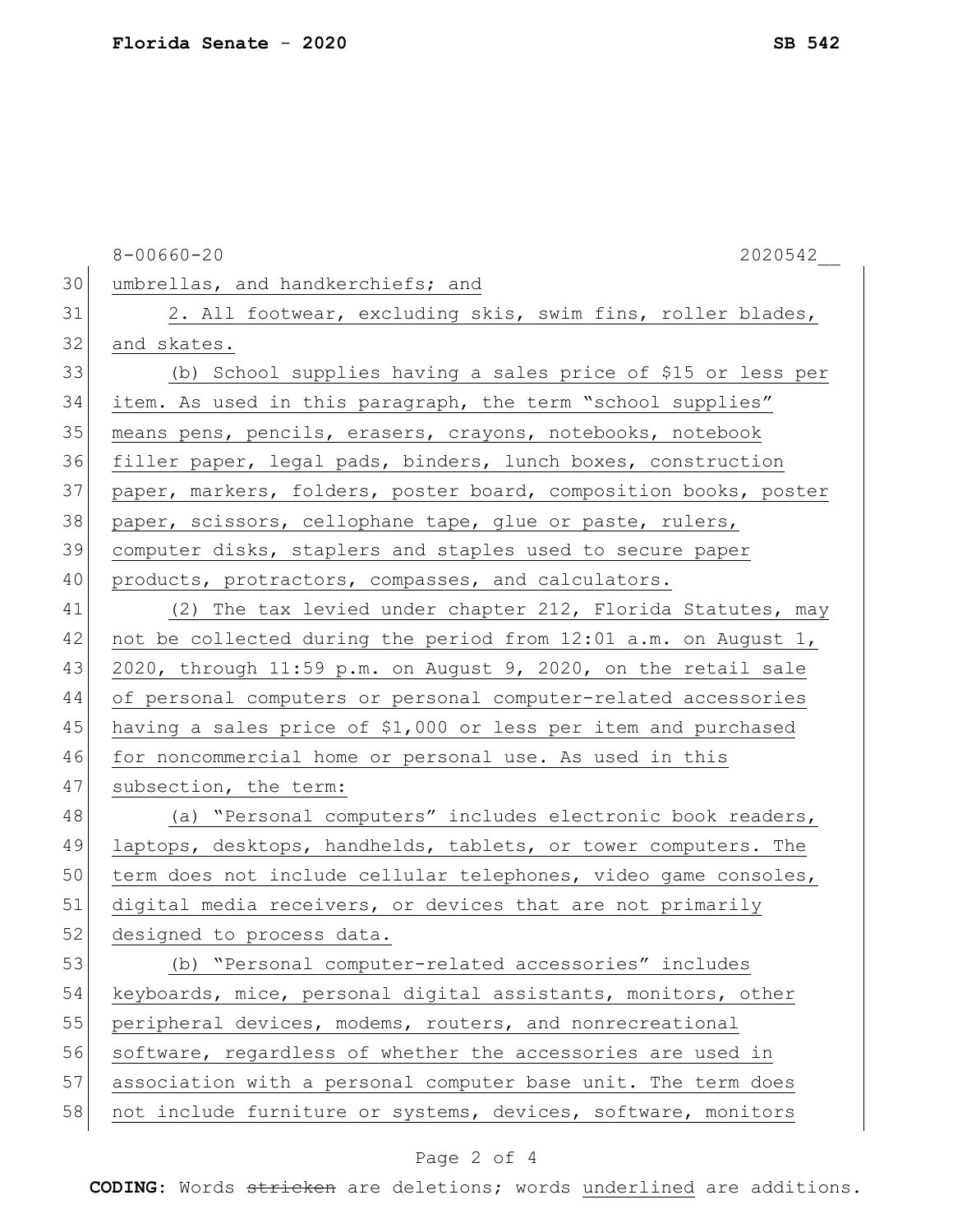umbrellas, and handkerchiefs; and

2. All footwear, excluding skis, swim fins, roller blades, and skates.

(b) School supplies having a sales price of $15 or less per item. As used in this paragraph, the term "school supplies" means pens, pencils, erasers, crayons, notebooks, notebook filler paper, legal pads, binders, lunch boxes, construction paper, markers, folders, poster board, composition books, poster paper, scissors, cellophane tape, glue or paste, rulers, computer disks, staplers and staples used to secure paper products, protractors, compasses, and calculators.

(2) The tax levied under chapter 212, Florida Statutes, may not be collected during the period from 12:01 a.m. on August 1, 2020, through 11:59 p.m. on August 9, 2020, on the retail sale of personal computers or personal computer-related accessories having a sales price of $1,000 or less per item and purchased for noncommercial home or personal use. As used in this subsection, the term:

(a) "Personal computers" includes electronic book readers, laptops, desktops, handhelds, tablets, or tower computers. The term does not include cellular telephones, video game consoles, digital media receivers, or devices that are not primarily designed to process data.

(b) "Personal computer-related accessories" includes keyboards, mice, personal digital assistants, monitors, other peripheral devices, modems, routers, and nonrecreational software, regardless of whether the accessories are used in association with a personal computer base unit. The term does not include furniture or systems, devices, software, monitors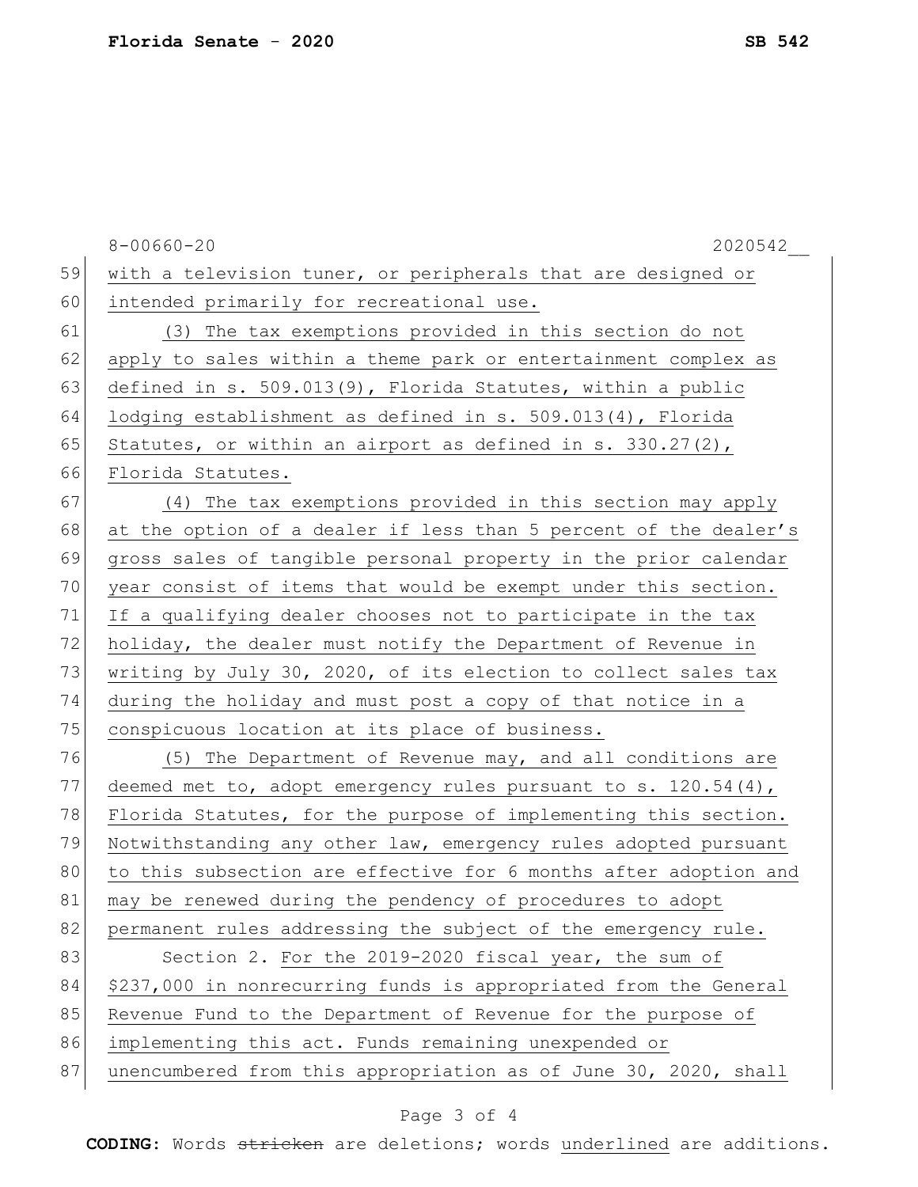with a television tuner, or peripherals that are designed or intended primarily for recreational use.

(3) The tax exemptions provided in this section do not apply to sales within a theme park or entertainment complex as defined in s. 509.013(9), Florida Statutes, within a public lodging establishment as defined in s. 509.013(4), Florida Statutes, or within an airport as defined in s. 330.27(2), Florida Statutes.

(4) The tax exemptions provided in this section may apply at the option of a dealer if less than 5 percent of the dealer's gross sales of tangible personal property in the prior calendar year consist of items that would be exempt under this section. If a qualifying dealer chooses not to participate in the tax holiday, the dealer must notify the Department of Revenue in writing by July 30, 2020, of its election to collect sales tax during the holiday and must post a copy of that notice in a conspicuous location at its place of business.

(5) The Department of Revenue may, and all conditions are deemed met to, adopt emergency rules pursuant to s. 120.54(4), Florida Statutes, for the purpose of implementing this section. Notwithstanding any other law, emergency rules adopted pursuant to this subsection are effective for 6 months after adoption and may be renewed during the pendency of procedures to adopt permanent rules addressing the subject of the emergency rule.

Section 2. For the 2019-2020 fiscal year, the sum of $237,000 in nonrecurring funds is appropriated from the General Revenue Fund to the Department of Revenue for the purpose of implementing this act. Funds remaining unexpended or unencumbered from this appropriation as of June 30, 2020, shall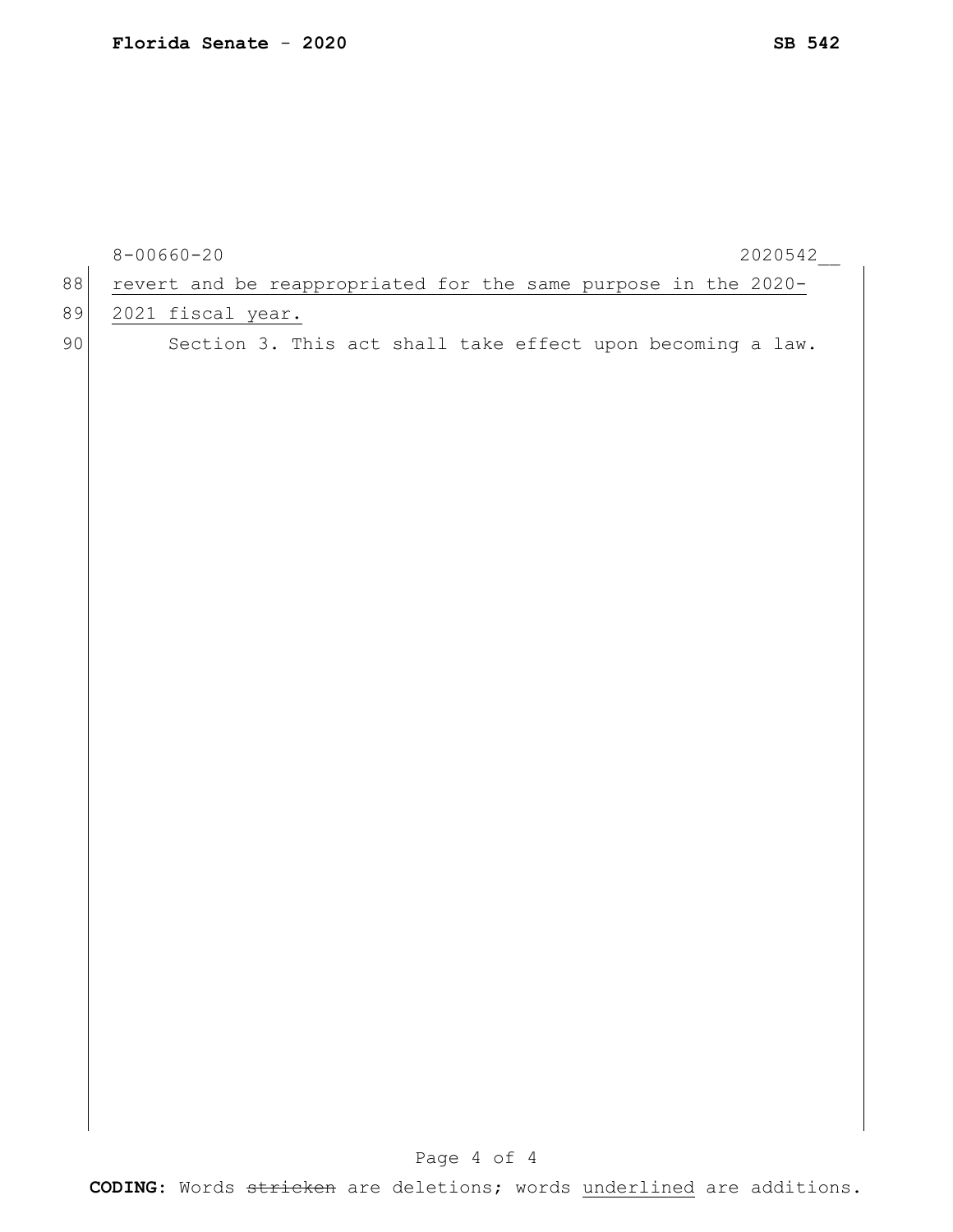revert and be reappropriated for the same purpose in the 2020-2021 fiscal year.

Section 3. This act shall take effect upon becoming a law.